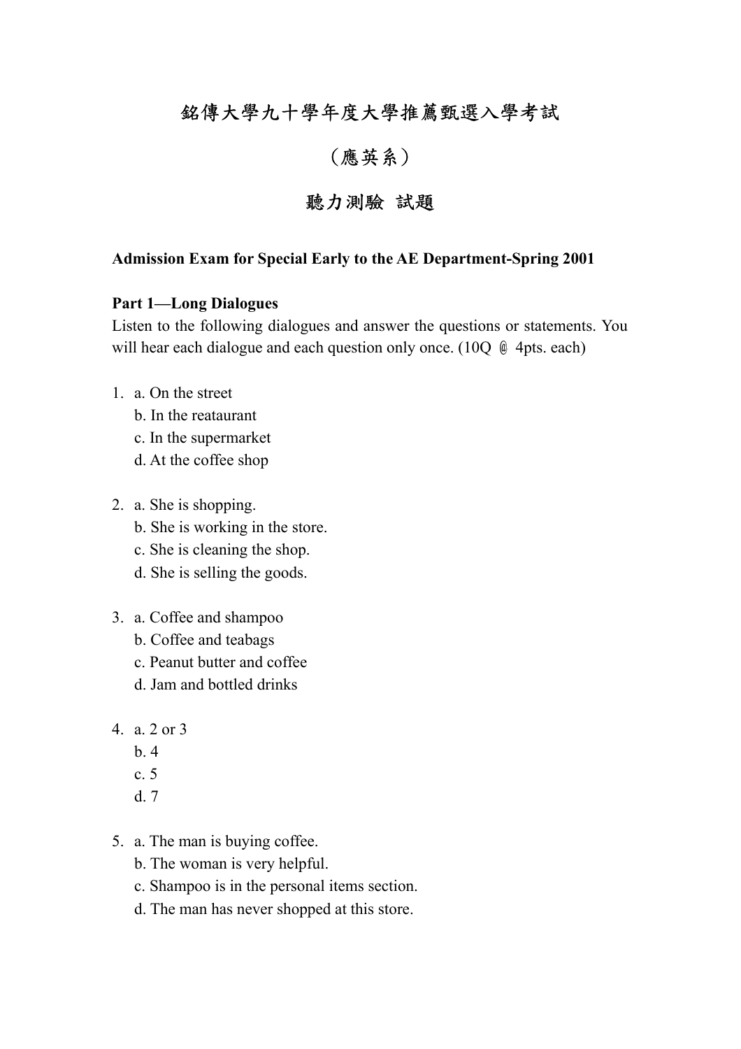# 銘傳大學九十學年度大學推薦甄選入學考試

## （應英系）

## 聽力測驗 試題

**Admission Exam for Special Early to the AE Department-Spring 2001**

**Part 1—Long Dialogues**

Listen to the following dialogues and answer the questions or statements. You will hear each dialogue and each question only once. (10Q ＠ 4pts. each)

1. a. On the street
   b. In the reataurant
   c. In the supermarket
   d. At the coffee shop

2. a. She is shopping.
   b. She is working in the store.
   c. She is cleaning the shop.
   d. She is selling the goods.

3. a. Coffee and shampoo
   b. Coffee and teabags
   c. Peanut butter and coffee
   d. Jam and bottled drinks

4. a. 2 or 3
   b. 4
   c. 5
   d. 7

5. a. The man is buying coffee.
   b. The woman is very helpful.
   c. Shampoo is in the personal items section.
   d. The man has never shopped at this store.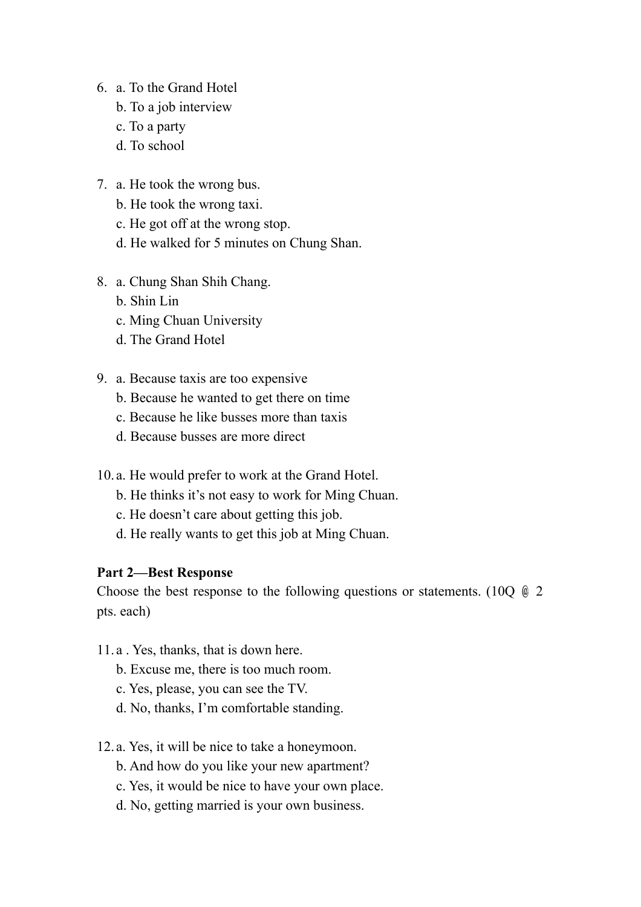6. a. To the Grand Hotel
   b. To a job interview
   c. To a party
   d. To school

7. a. He took the wrong bus.
   b. He took the wrong taxi.
   c. He got off at the wrong stop.
   d. He walked for 5 minutes on Chung Shan.

8. a. Chung Shan Shih Chang.
   b. Shin Lin
   c. Ming Chuan University
   d. The Grand Hotel

9. a. Because taxis are too expensive
   b. Because he wanted to get there on time
   c. Because he like busses more than taxis
   d. Because busses are more direct

10. a. He would prefer to work at the Grand Hotel.
    b. He thinks it's not easy to work for Ming Chuan.
    c. He doesn't care about getting this job.
    d. He really wants to get this job at Ming Chuan.

**Part 2—Best Response**

Choose the best response to the following questions or statements. (10Q @ 2 pts. each)

11. a . Yes, thanks, that is down here.
    b. Excuse me, there is too much room.
    c. Yes, please, you can see the TV.
    d. No, thanks, I'm comfortable standing.

12. a. Yes, it will be nice to take a honeymoon.
    b. And how do you like your new apartment?
    c. Yes, it would be nice to have your own place.
    d. No, getting married is your own business.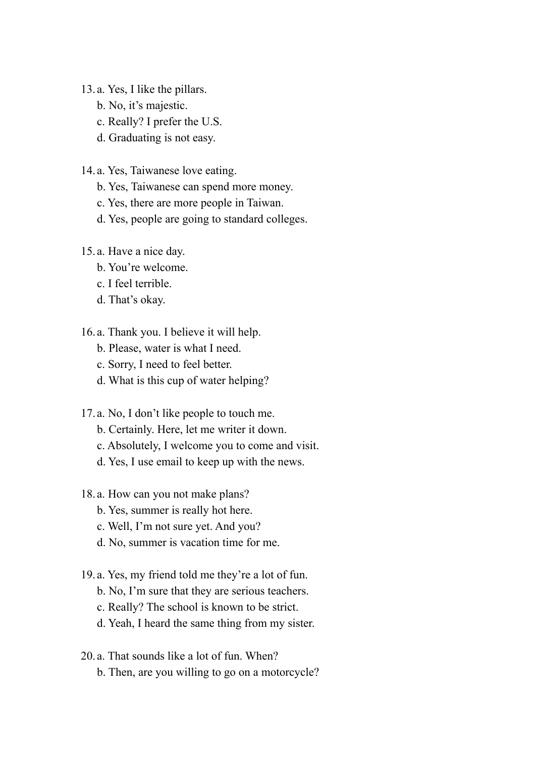13. a. Yes, I like the pillars.
    b. No, it's majestic.
    c. Really? I prefer the U.S.
    d. Graduating is not easy.

14. a. Yes, Taiwanese love eating.
    b. Yes, Taiwanese can spend more money.
    c. Yes, there are more people in Taiwan.
    d. Yes, people are going to standard colleges.

15. a. Have a nice day.
    b. You're welcome.
    c. I feel terrible.
    d. That's okay.

16. a. Thank you. I believe it will help.
    b. Please, water is what I need.
    c. Sorry, I need to feel better.
    d. What is this cup of water helping?

17. a. No, I don't like people to touch me.
    b. Certainly. Here, let me writer it down.
    c. Absolutely, I welcome you to come and visit.
    d. Yes, I use email to keep up with the news.

18. a. How can you not make plans?
    b. Yes, summer is really hot here.
    c. Well, I'm not sure yet. And you?
    d. No, summer is vacation time for me.

19. a. Yes, my friend told me they're a lot of fun.
    b. No, I'm sure that they are serious teachers.
    c. Really? The school is known to be strict.
    d. Yeah, I heard the same thing from my sister.

20. a. That sounds like a lot of fun. When?
    b. Then, are you willing to go on a motorcycle?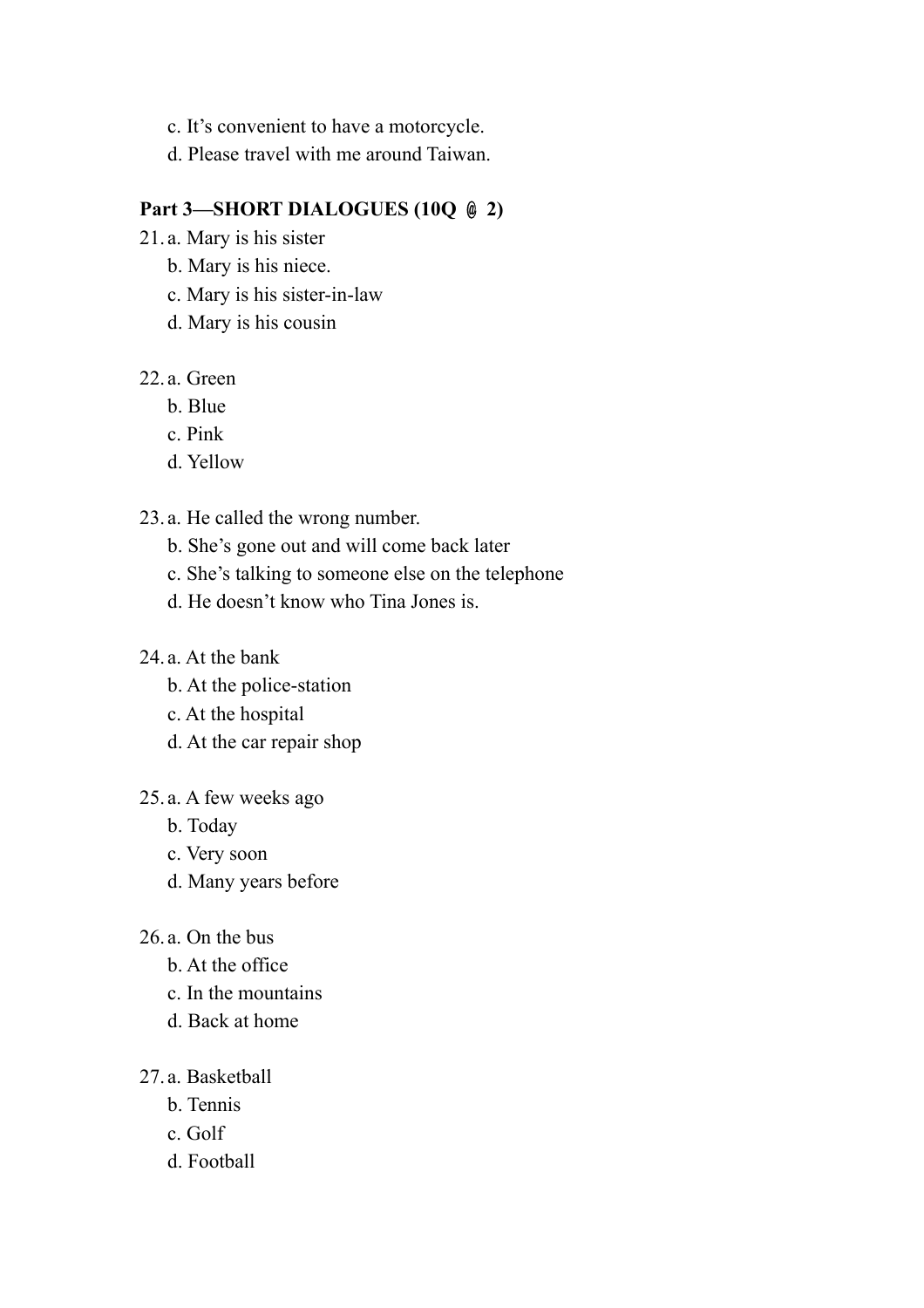c. It’s convenient to have a motorcycle.
d. Please travel with me around Taiwan.

**Part 3—SHORT DIALOGUES (10Q @ 2)**

21. a. Mary is his sister
    b. Mary is his niece.
    c. Mary is his sister-in-law
    d. Mary is his cousin

22. a. Green
    b. Blue
    c. Pink
    d. Yellow

23. a. He called the wrong number.
    b. She’s gone out and will come back later
    c. She’s talking to someone else on the telephone
    d. He doesn’t know who Tina Jones is.

24. a. At the bank
    b. At the police-station
    c. At the hospital
    d. At the car repair shop

25. a. A few weeks ago
    b. Today
    c. Very soon
    d. Many years before

26. a. On the bus
    b. At the office
    c. In the mountains
    d. Back at home

27. a. Basketball
    b. Tennis
    c. Golf
    d. Football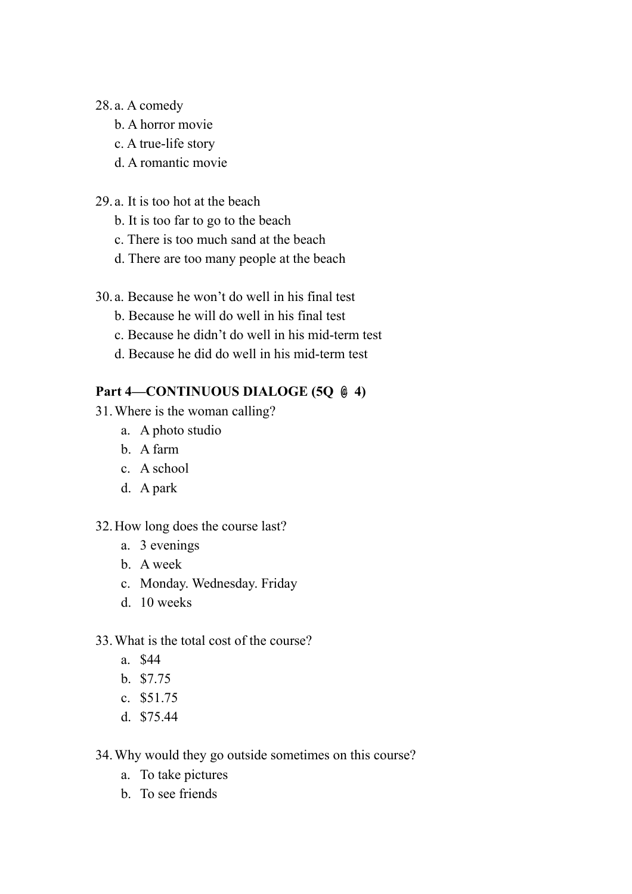28. a. A comedy
    b. A horror movie
    c. A true-life story
    d. A romantic movie

29. a. It is too hot at the beach
    b. It is too far to go to the beach
    c. There is too much sand at the beach
    d. There are too many people at the beach

30. a. Because he won't do well in his final test
    b. Because he will do well in his final test
    c. Because he didn't do well in his mid-term test
    d. Because he did do well in his mid-term test

**Part 4—CONTINUOUS DIALOGE (5Q @ 4)**

31. Where is the woman calling?
    a. A photo studio
    b. A farm
    c. A school
    d. A park

32. How long does the course last?
    a. 3 evenings
    b. A week
    c. Monday. Wednesday. Friday
    d. 10 weeks

33. What is the total cost of the course?
    a. $44
    b. $7.75
    c. $51.75
    d. $75.44

34. Why would they go outside sometimes on this course?
    a. To take pictures
    b. To see friends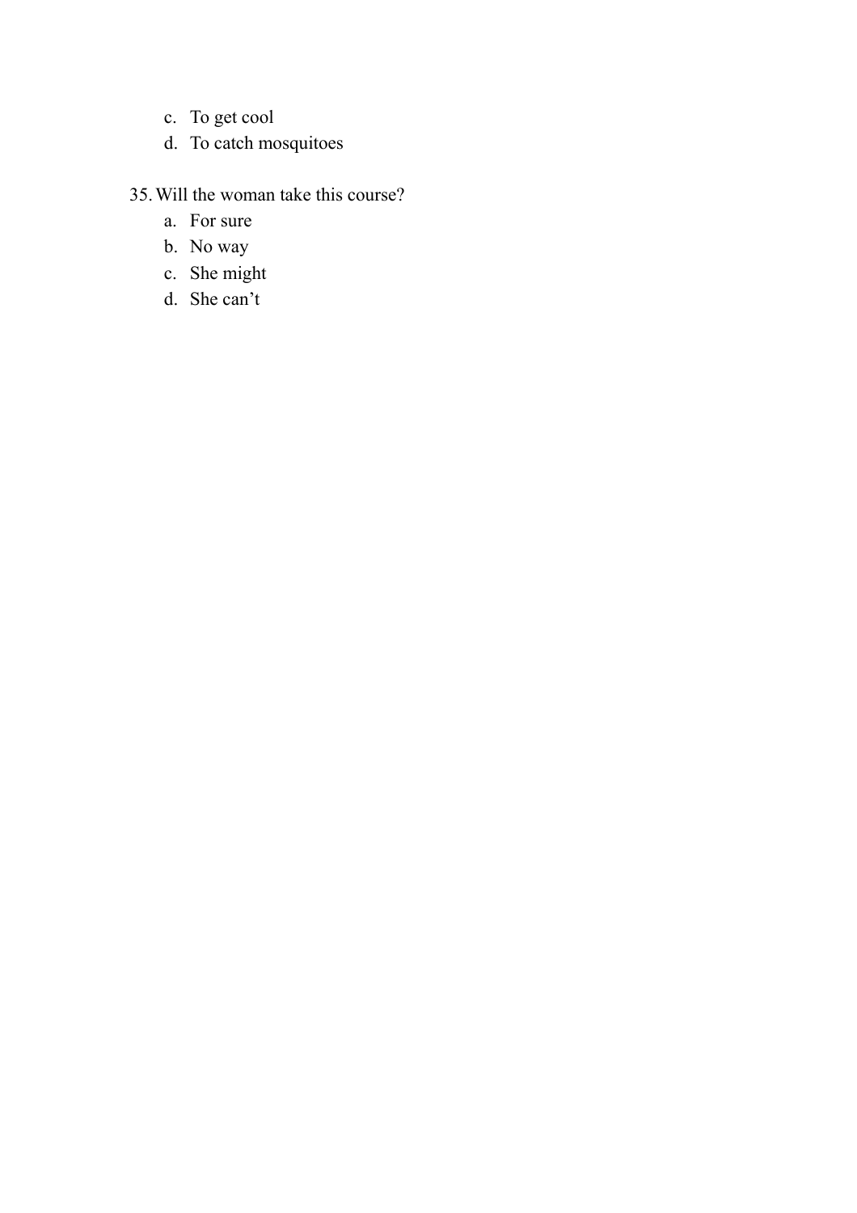c. To get cool
d. To catch mosquitoes

35. Will the woman take this course?
    a. For sure
    b. No way
    c. She might
    d. She can't